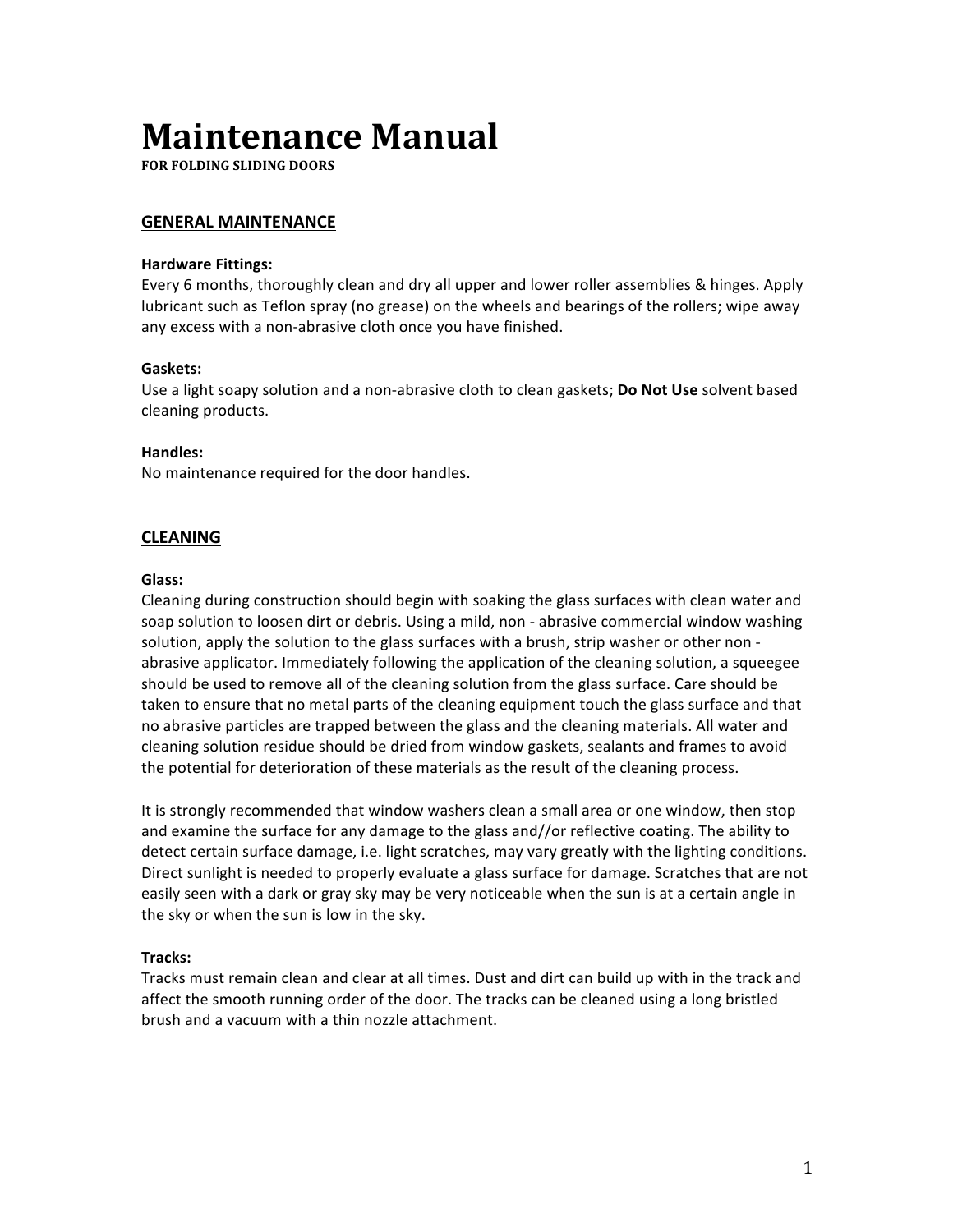# Maintenance Manual

**FOR FOLDING SLIDING DOORS**

## GENERAL MAINTENANCE

**Hardware Fittings:**
Every 6 months, thoroughly clean and dry all upper and lower roller assemblies & hinges. Apply lubricant such as Teflon spray (no grease) on the wheels and bearings of the rollers; wipe away any excess with a non-abrasive cloth once you have finished.

**Gaskets:**
Use a light soapy solution and a non-abrasive cloth to clean gaskets; **Do Not Use** solvent based cleaning products.

**Handles:**
No maintenance required for the door handles.

## CLEANING

**Glass:**
Cleaning during construction should begin with soaking the glass surfaces with clean water and soap solution to loosen dirt or debris. Using a mild, non - abrasive commercial window washing solution, apply the solution to the glass surfaces with a brush, strip washer or other non - abrasive applicator. Immediately following the application of the cleaning solution, a squeegee should be used to remove all of the cleaning solution from the glass surface. Care should be taken to ensure that no metal parts of the cleaning equipment touch the glass surface and that no abrasive particles are trapped between the glass and the cleaning materials. All water and cleaning solution residue should be dried from window gaskets, sealants and frames to avoid the potential for deterioration of these materials as the result of the cleaning process.

It is strongly recommended that window washers clean a small area or one window, then stop and examine the surface for any damage to the glass and//or reflective coating. The ability to detect certain surface damage, i.e. light scratches, may vary greatly with the lighting conditions. Direct sunlight is needed to properly evaluate a glass surface for damage. Scratches that are not easily seen with a dark or gray sky may be very noticeable when the sun is at a certain angle in the sky or when the sun is low in the sky.

**Tracks:**
Tracks must remain clean and clear at all times. Dust and dirt can build up with in the track and affect the smooth running order of the door. The tracks can be cleaned using a long bristled brush and a vacuum with a thin nozzle attachment.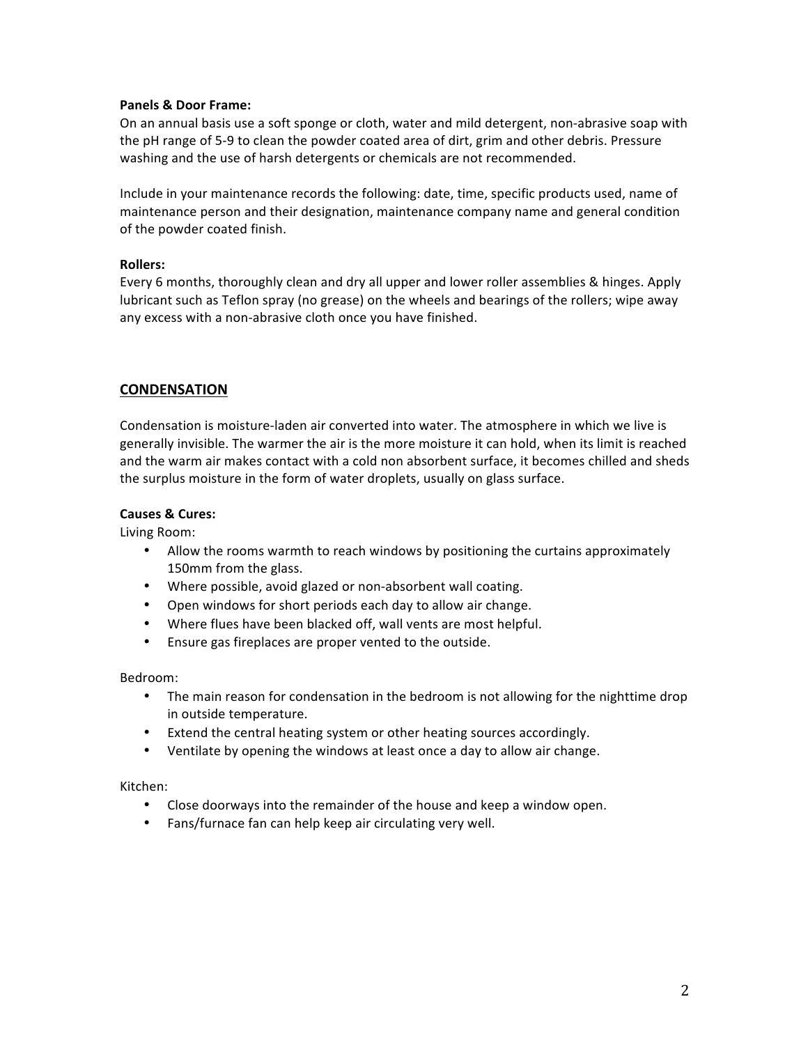**Panels & Door Frame:**

On an annual basis use a soft sponge or cloth, water and mild detergent, non-abrasive soap with the pH range of 5-9 to clean the powder coated area of dirt, grim and other debris. Pressure washing and the use of harsh detergents or chemicals are not recommended.

Include in your maintenance records the following: date, time, specific products used, name of maintenance person and their designation, maintenance company name and general condition of the powder coated finish.

**Rollers:**

Every 6 months, thoroughly clean and dry all upper and lower roller assemblies & hinges. Apply lubricant such as Teflon spray (no grease) on the wheels and bearings of the rollers; wipe away any excess with a non-abrasive cloth once you have finished.

## CONDENSATION

Condensation is moisture-laden air converted into water. The atmosphere in which we live is generally invisible. The warmer the air is the more moisture it can hold, when its limit is reached and the warm air makes contact with a cold non absorbent surface, it becomes chilled and sheds the surplus moisture in the form of water droplets, usually on glass surface.

**Causes & Cures:**

Living Room:

- Allow the rooms warmth to reach windows by positioning the curtains approximately 150mm from the glass.
- Where possible, avoid glazed or non-absorbent wall coating.
- Open windows for short periods each day to allow air change.
- Where flues have been blacked off, wall vents are most helpful.
- Ensure gas fireplaces are proper vented to the outside.

Bedroom:

- The main reason for condensation in the bedroom is not allowing for the nighttime drop in outside temperature.
- Extend the central heating system or other heating sources accordingly.
- Ventilate by opening the windows at least once a day to allow air change.

Kitchen:

- Close doorways into the remainder of the house and keep a window open.
- Fans/furnace fan can help keep air circulating very well.